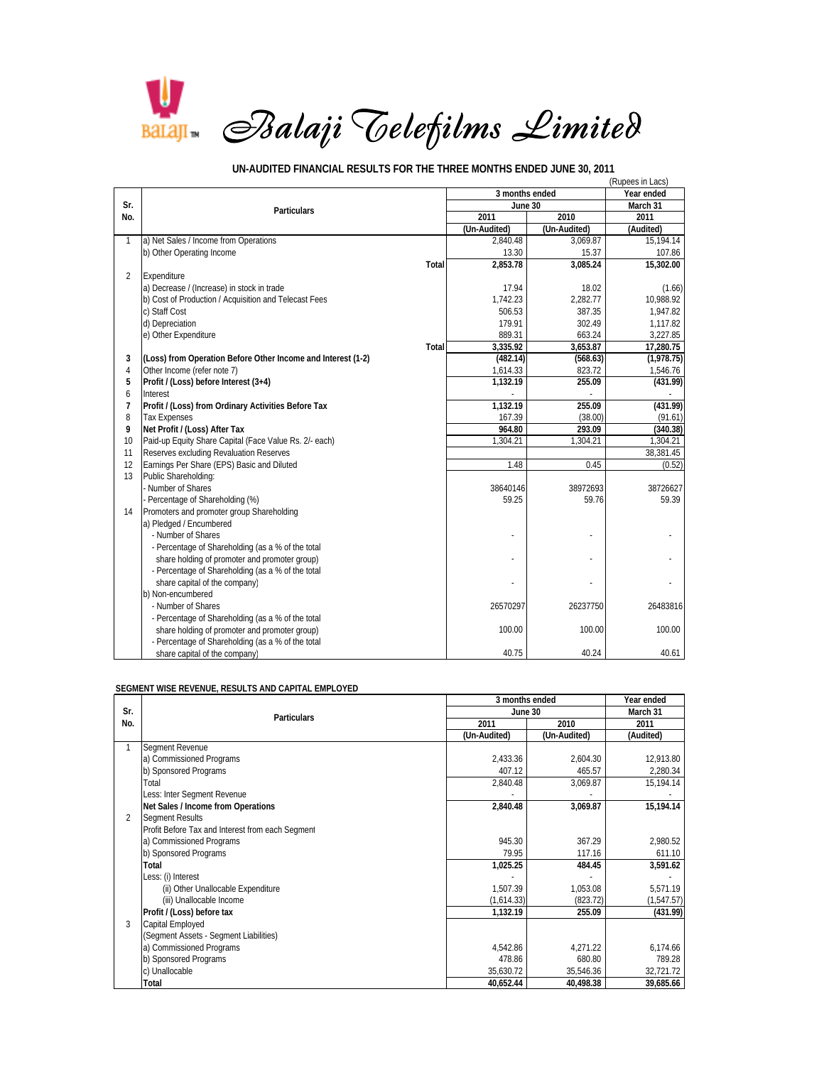# Balaji Telefilms Limited

## UN-AUDITED FINANCIAL RESULTS FOR THE THREE MONTHS ENDED JUNE 30, 2011

(Rupees in Lacs)

| Sr. No. | Particulars | 3 months ended June 30 2011 (Un-Audited) | 3 months ended June 30 2010 (Un-Audited) | Year ended March 31 2011 (Audited) |
|---|---|---|---|---|
| 1 | a) Net Sales / Income from Operations | 2,840.48 | 3,069.87 | 15,194.14 |
| | b) Other Operating Income | 13.30 | 15.37 | 107.86 |
| | **Total** | **2,853.78** | **3,085.24** | **15,302.00** |
| 2 | Expenditure | | | |
| | a) Decrease / (Increase) in stock in trade | 17.94 | 18.02 | (1.66) |
| | b) Cost of Production / Acquisition and Telecast Fees | 1,742.23 | 2,282.77 | 10,988.92 |
| | c) Staff Cost | 506.53 | 387.35 | 1,947.82 |
| | d) Depreciation | 179.91 | 302.49 | 1,117.82 |
| | e) Other Expenditure | 889.31 | 663.24 | 3,227.85 |
| | **Total** | **3,335.92** | **3,653.87** | **17,280.75** |
| **3** | **(Loss) from Operation Before Other Income and Interest (1-2)** | **(482.14)** | **(568.63)** | **(1,978.75)** |
| 4 | Other Income (refer note 7) | 1,614.33 | 823.72 | 1,546.76 |
| **5** | **Profit / (Loss) before Interest (3+4)** | **1,132.19** | **255.09** | **(431.99)** |
| 6 | Interest | - | - | - |
| **7** | **Profit / (Loss) from Ordinary Activities Before Tax** | **1,132.19** | **255.09** | **(431.99)** |
| 8 | Tax Expenses | 167.39 | (38.00) | (91.61) |
| **9** | **Net Profit / (Loss) After Tax** | **964.80** | **293.09** | **(340.38)** |
| 10 | Paid-up Equity Share Capital (Face Value Rs. 2/- each) | 1,304.21 | 1,304.21 | 1,304.21 |
| 11 | Reserves excluding Revaluation Reserves | | | 38,381.45 |
| 12 | Earnings Per Share (EPS) Basic and Diluted | 1.48 | 0.45 | (0.52) |
| 13 | Public Shareholding: | | | |
| | - Number of Shares | 38640146 | 38972693 | 38726627 |
| | - Percentage of Shareholding (%) | 59.25 | 59.76 | 59.39 |
| 14 | Promoters and promoter group Shareholding | | | |
| | a) Pledged / Encumbered | | | |
| | - Number of Shares | - | - | - |
| | - Percentage of Shareholding (as a % of the total share holding of promoter and promoter group) | - | - | - |
| | - Percentage of Shareholding (as a % of the total share capital of the company) | - | - | - |
| | b) Non-encumbered | | | |
| | - Number of Shares | 26570297 | 26237750 | 26483816 |
| | - Percentage of Shareholding (as a % of the total share holding of promoter and promoter group) | 100.00 | 100.00 | 100.00 |
| | - Percentage of Shareholding (as a % of the total share capital of the company) | 40.75 | 40.24 | 40.61 |

### SEGMENT WISE REVENUE, RESULTS AND CAPITAL EMPLOYED

| Sr. No. | Particulars | 3 months ended June 30 2011 (Un-Audited) | 3 months ended June 30 2010 (Un-Audited) | Year ended March 31 2011 (Audited) |
|---|---|---|---|---|
| 1 | Segment Revenue | | | |
| | a) Commissioned Programs | 2,433.36 | 2,604.30 | 12,913.80 |
| | b) Sponsored Programs | 407.12 | 465.57 | 2,280.34 |
| | Total | 2,840.48 | 3,069.87 | 15,194.14 |
| | Less: Inter Segment Revenue | - | - | - |
| | **Net Sales / Income from Operations** | **2,840.48** | **3,069.87** | **15,194.14** |
| 2 | Segment Results | | | |
| | Profit Before Tax and Interest from each Segment | | | |
| | a) Commissioned Programs | 945.30 | 367.29 | 2,980.52 |
| | b) Sponsored Programs | 79.95 | 117.16 | 611.10 |
| | **Total** | **1,025.25** | **484.45** | **3,591.62** |
| | Less: (i) Interest | - | - | - |
| | (ii) Other Unallocable Expenditure | 1,507.39 | 1,053.08 | 5,571.19 |
| | (iii) Unallocable Income | (1,614.33) | (823.72) | (1,547.57) |
| | **Profit / (Loss) before tax** | **1,132.19** | **255.09** | **(431.99)** |
| 3 | Capital Employed | | | |
| | (Segment Assets - Segment Liabilities) | | | |
| | a) Commissioned Programs | 4,542.86 | 4,271.22 | 6,174.66 |
| | b) Sponsored Programs | 478.86 | 680.80 | 789.28 |
| | c) Unallocable | 35,630.72 | 35,546.36 | 32,721.72 |
| | **Total** | **40,652.44** | **40,498.38** | **39,685.66** |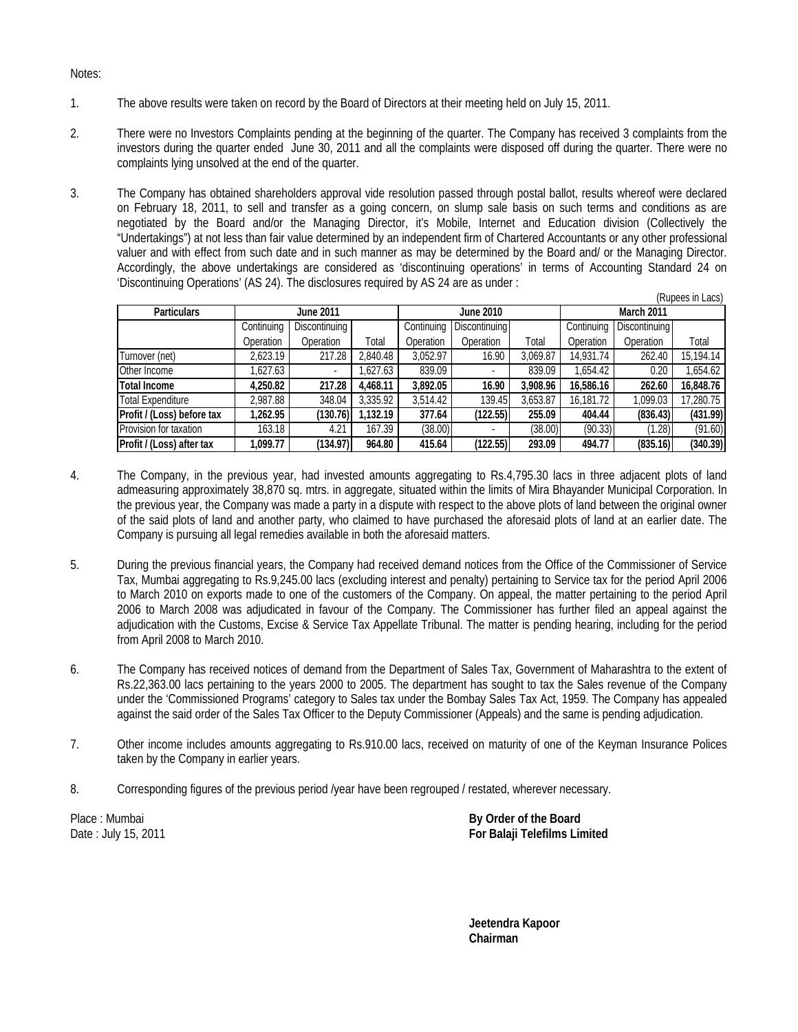Notes:

1. The above results were taken on record by the Board of Directors at their meeting held on July 15, 2011.

2. There were no Investors Complaints pending at the beginning of the quarter. The Company has received 3 complaints from the investors during the quarter ended June 30, 2011 and all the complaints were disposed off during the quarter. There were no complaints lying unsolved at the end of the quarter.

3. The Company has obtained shareholders approval vide resolution passed through postal ballot, results whereof were declared on February 18, 2011, to sell and transfer as a going concern, on slump sale basis on such terms and conditions as are negotiated by the Board and/or the Managing Director, it's Mobile, Internet and Education division (Collectively the "Undertakings") at not less than fair value determined by an independent firm of Chartered Accountants or any other professional valuer and with effect from such date and in such manner as may be determined by the Board and/ or the Managing Director. Accordingly, the above undertakings are considered as 'discontinuing operations' in terms of Accounting Standard 24 on 'Discontinuing Operations' (AS 24). The disclosures required by AS 24 are as under :

(Rupees in Lacs)

| Particulars | June 2011 | | | June 2010 | | | March 2011 | | |
|---|---|---|---|---|---|---|---|---|---|
| | Continuing Operation | Discontinuing Operation | Total | Continuing Operation | Discontinuing Operation | Total | Continuing Operation | Discontinuing Operation | Total |
| Turnover (net) | 2,623.19 | 217.28 | 2,840.48 | 3,052.97 | 16.90 | 3,069.87 | 14,931.74 | 262.40 | 15,194.14 |
| Other Income | 1,627.63 | - | 1,627.63 | 839.09 | - | 839.09 | 1,654.42 | 0.20 | 1,654.62 |
| **Total Income** | **4,250.82** | **217.28** | **4,468.11** | **3,892.05** | **16.90** | **3,908.96** | **16,586.16** | **262.60** | **16,848.76** |
| Total Expenditure | 2,987.88 | 348.04 | 3,335.92 | 3,514.42 | 139.45 | 3,653.87 | 16,181.72 | 1,099.03 | 17,280.75 |
| **Profit / (Loss) before tax** | **1,262.95** | **(130.76)** | **1,132.19** | **377.64** | **(122.55)** | **255.09** | **404.44** | **(836.43)** | **(431.99)** |
| Provision for taxation | 163.18 | 4.21 | 167.39 | (38.00) | - | (38.00) | (90.33) | (1.28) | (91.60) |
| **Profit / (Loss) after tax** | **1,099.77** | **(134.97)** | **964.80** | **415.64** | **(122.55)** | **293.09** | **494.77** | **(835.16)** | **(340.39)** |

4. The Company, in the previous year, had invested amounts aggregating to Rs.4,795.30 lacs in three adjacent plots of land admeasuring approximately 38,870 sq. mtrs. in aggregate, situated within the limits of Mira Bhayander Municipal Corporation. In the previous year, the Company was made a party in a dispute with respect to the above plots of land between the original owner of the said plots of land and another party, who claimed to have purchased the aforesaid plots of land at an earlier date. The Company is pursuing all legal remedies available in both the aforesaid matters.

5. During the previous financial years, the Company had received demand notices from the Office of the Commissioner of Service Tax, Mumbai aggregating to Rs.9,245.00 lacs (excluding interest and penalty) pertaining to Service tax for the period April 2006 to March 2010 on exports made to one of the customers of the Company. On appeal, the matter pertaining to the period April 2006 to March 2008 was adjudicated in favour of the Company. The Commissioner has further filed an appeal against the adjudication with the Customs, Excise & Service Tax Appellate Tribunal. The matter is pending hearing, including for the period from April 2008 to March 2010.

6. The Company has received notices of demand from the Department of Sales Tax, Government of Maharashtra to the extent of Rs.22,363.00 lacs pertaining to the years 2000 to 2005. The department has sought to tax the Sales revenue of the Company under the 'Commissioned Programs' category to Sales tax under the Bombay Sales Tax Act, 1959. The Company has appealed against the said order of the Sales Tax Officer to the Deputy Commissioner (Appeals) and the same is pending adjudication.

7. Other income includes amounts aggregating to Rs.910.00 lacs, received on maturity of one of the Keyman Insurance Polices taken by the Company in earlier years.

8. Corresponding figures of the previous period /year have been regrouped / restated, wherever necessary.

Place : Mumbai
Date : July 15, 2011

**By Order of the Board**
**For Balaji Telefilms Limited**

**Jeetendra Kapoor**
**Chairman**